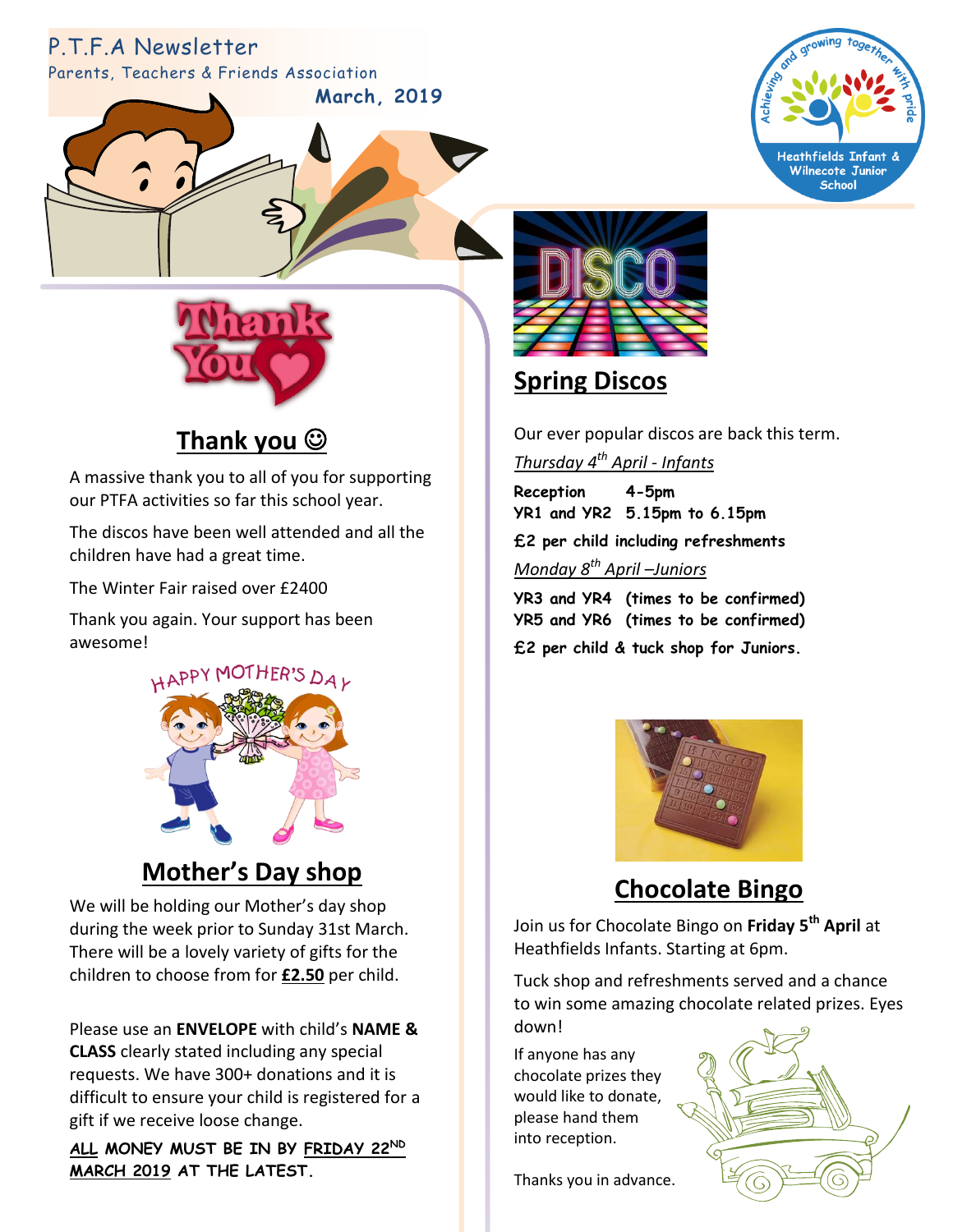# P.T.F.A Newsletter

Parents, Teachers & Friends Association

March, 2019

Achieving and growing together with pride

Heathfields Infant & Wilnecote Junior School

## Thank you ☺

A massive thank you to all of you for supporting our PTFA activities so far this school year.

The discos have been well attended and all the children have had a great time.

The Winter Fair raised over £2400

Thank you again. Your support has been awesome!

## Mother's Day shop

We will be holding our Mother's day shop during the week prior to Sunday 31st March. There will be a lovely variety of gifts for the children to choose from for **£2.50** per child.

Please use an **ENVELOPE** with child's **NAME & CLASS** clearly stated including any special requests. We have 300+ donations and it is difficult to ensure your child is registered for a gift if we receive loose change.

**ALL MONEY MUST BE IN BY FRIDAY 22ND MARCH 2019 AT THE LATEST.**

## Spring Discos

Our ever popular discos are back this term.

*Thursday 4th April - Infants*

**Reception 4-5pm**
**YR1 and YR2 5.15pm to 6.15pm**

**£2 per child including refreshments**

*Monday 8th April –Juniors*

**YR3 and YR4 (times to be confirmed)**
**YR5 and YR6 (times to be confirmed)**

**£2 per child & tuck shop for Juniors.**

## Chocolate Bingo

Join us for Chocolate Bingo on **Friday 5th April** at Heathfields Infants. Starting at 6pm.

Tuck shop and refreshments served and a chance to win some amazing chocolate related prizes. Eyes down!

If anyone has any chocolate prizes they would like to donate, please hand them into reception.

Thanks you in advance.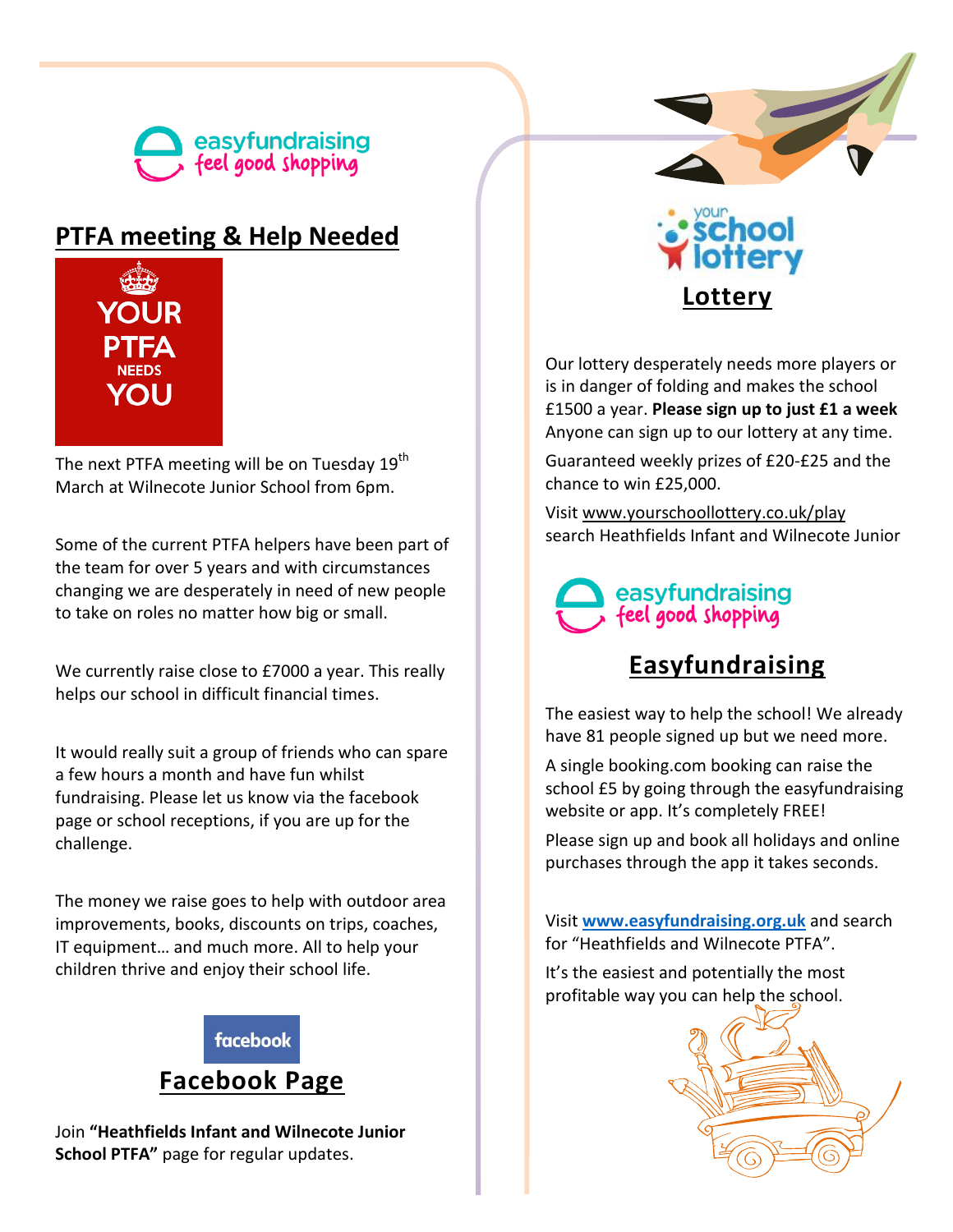easyfundraising feel good shopping

## PTFA meeting & Help Needed

YOUR PTFA NEEDS YOU

The next PTFA meeting will be on Tuesday 19th March at Wilnecote Junior School from 6pm.

Some of the current PTFA helpers have been part of the team for over 5 years and with circumstances changing we are desperately in need of new people to take on roles no matter how big or small.

We currently raise close to £7000 a year. This really helps our school in difficult financial times.

It would really suit a group of friends who can spare a few hours a month and have fun whilst fundraising. Please let us know via the facebook page or school receptions, if you are up for the challenge.

The money we raise goes to help with outdoor area improvements, books, discounts on trips, coaches, IT equipment… and much more. All to help your children thrive and enjoy their school life.

facebook

## Facebook Page

Join **"Heathfields Infant and Wilnecote Junior School PTFA"** page for regular updates.

your school lottery

## Lottery

Our lottery desperately needs more players or is in danger of folding and makes the school £1500 a year. **Please sign up to just £1 a week** Anyone can sign up to our lottery at any time.

Guaranteed weekly prizes of £20-£25 and the chance to win £25,000.

Visit www.yourschoollottery.co.uk/play search Heathfields Infant and Wilnecote Junior

easyfundraising feel good shopping

## Easyfundraising

The easiest way to help the school! We already have 81 people signed up but we need more.

A single booking.com booking can raise the school £5 by going through the easyfundraising website or app. It's completely FREE!

Please sign up and book all holidays and online purchases through the app it takes seconds.

Visit **www.easyfundraising.org.uk** and search for "Heathfields and Wilnecote PTFA".

It's the easiest and potentially the most profitable way you can help the school.